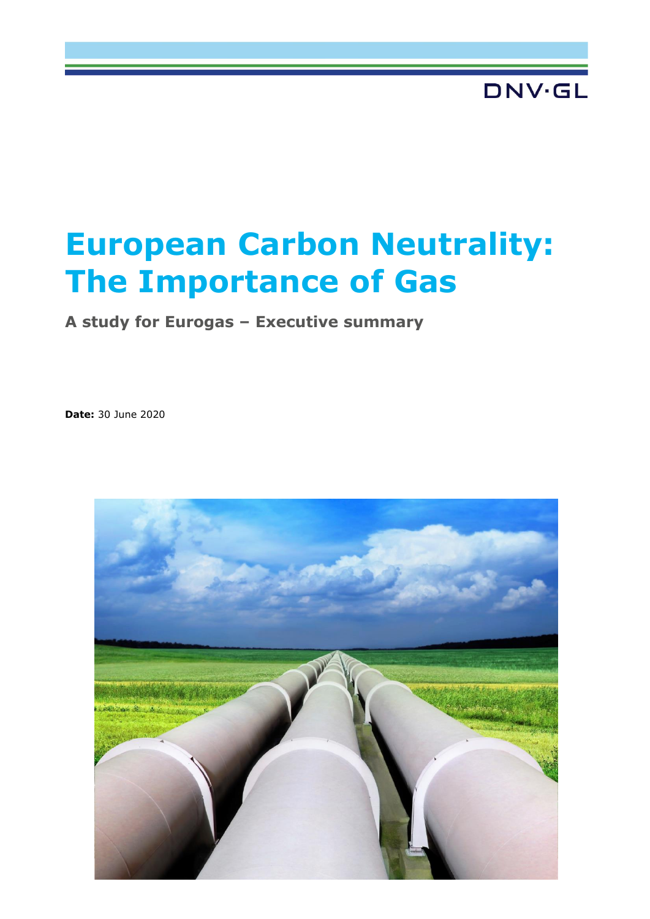DNV·GL

# European Carbon Neutrality: The Importance of Gas

### A study for Eurogas – Executive summary

**Date:** 30 June 2020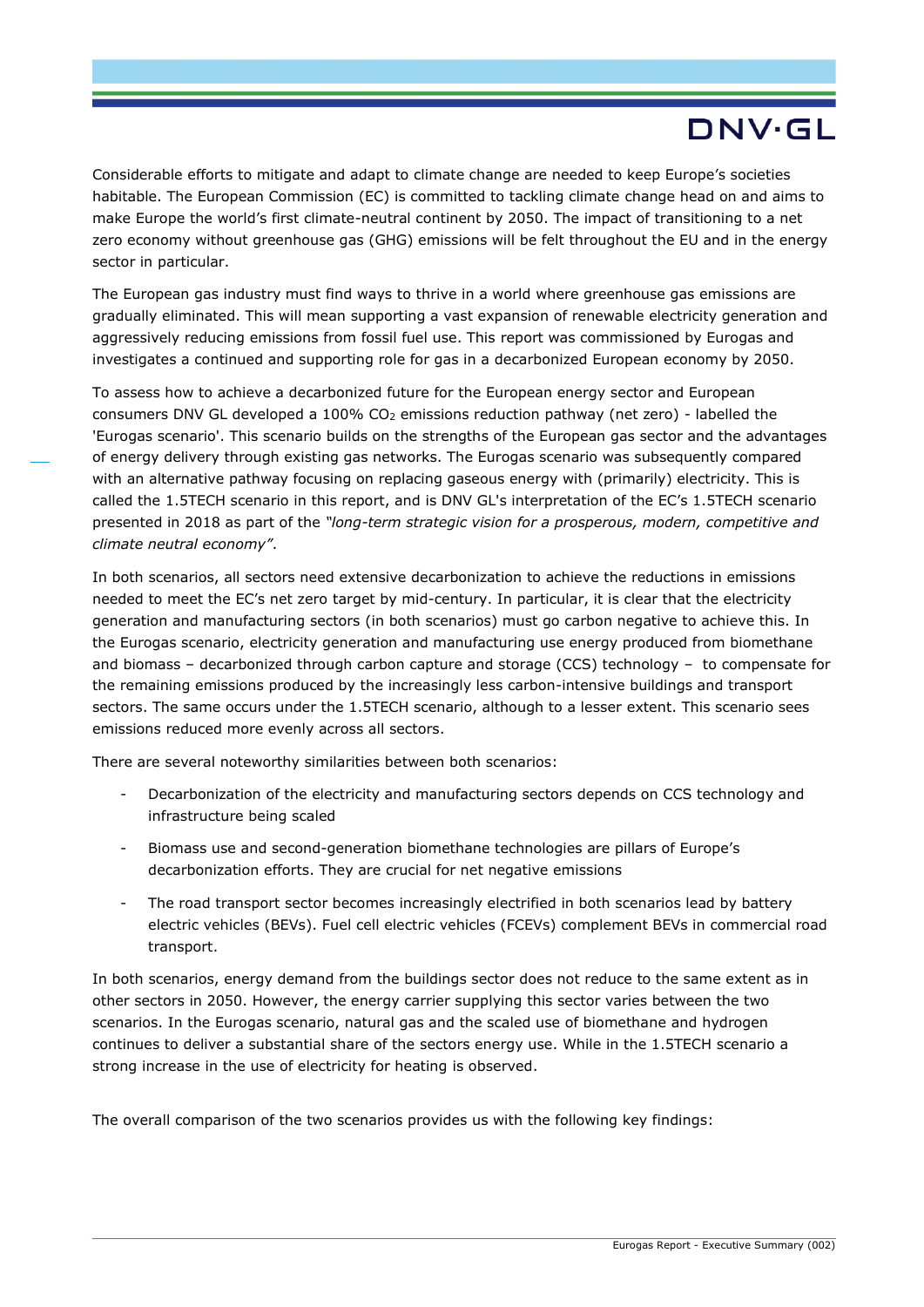Considerable efforts to mitigate and adapt to climate change are needed to keep Europe's societies habitable. The European Commission (EC) is committed to tackling climate change head on and aims to make Europe the world's first climate-neutral continent by 2050. The impact of transitioning to a net zero economy without greenhouse gas (GHG) emissions will be felt throughout the EU and in the energy sector in particular.

The European gas industry must find ways to thrive in a world where greenhouse gas emissions are gradually eliminated. This will mean supporting a vast expansion of renewable electricity generation and aggressively reducing emissions from fossil fuel use. This report was commissioned by Eurogas and investigates a continued and supporting role for gas in a decarbonized European economy by 2050.

To assess how to achieve a decarbonized future for the European energy sector and European consumers DNV GL developed a 100% $CO_2$ emissions reduction pathway (net zero) - labelled the 'Eurogas scenario'. This scenario builds on the strengths of the European gas sector and the advantages of energy delivery through existing gas networks. The Eurogas scenario was subsequently compared with an alternative pathway focusing on replacing gaseous energy with (primarily) electricity. This is called the 1.5TECH scenario in this report, and is DNV GL's interpretation of the EC's 1.5TECH scenario presented in 2018 as part of the *"long-term strategic vision for a prosperous, modern, competitive and climate neutral economy"*.

In both scenarios, all sectors need extensive decarbonization to achieve the reductions in emissions needed to meet the EC's net zero target by mid-century. In particular, it is clear that the electricity generation and manufacturing sectors (in both scenarios) must go carbon negative to achieve this. In the Eurogas scenario, electricity generation and manufacturing use energy produced from biomethane and biomass – decarbonized through carbon capture and storage (CCS) technology – to compensate for the remaining emissions produced by the increasingly less carbon-intensive buildings and transport sectors. The same occurs under the 1.5TECH scenario, although to a lesser extent. This scenario sees emissions reduced more evenly across all sectors.

There are several noteworthy similarities between both scenarios:

- Decarbonization of the electricity and manufacturing sectors depends on CCS technology and infrastructure being scaled
- Biomass use and second-generation biomethane technologies are pillars of Europe's decarbonization efforts. They are crucial for net negative emissions
- The road transport sector becomes increasingly electrified in both scenarios lead by battery electric vehicles (BEVs). Fuel cell electric vehicles (FCEVs) complement BEVs in commercial road transport.

In both scenarios, energy demand from the buildings sector does not reduce to the same extent as in other sectors in 2050. However, the energy carrier supplying this sector varies between the two scenarios. In the Eurogas scenario, natural gas and the scaled use of biomethane and hydrogen continues to deliver a substantial share of the sectors energy use. While in the 1.5TECH scenario a strong increase in the use of electricity for heating is observed.

The overall comparison of the two scenarios provides us with the following key findings: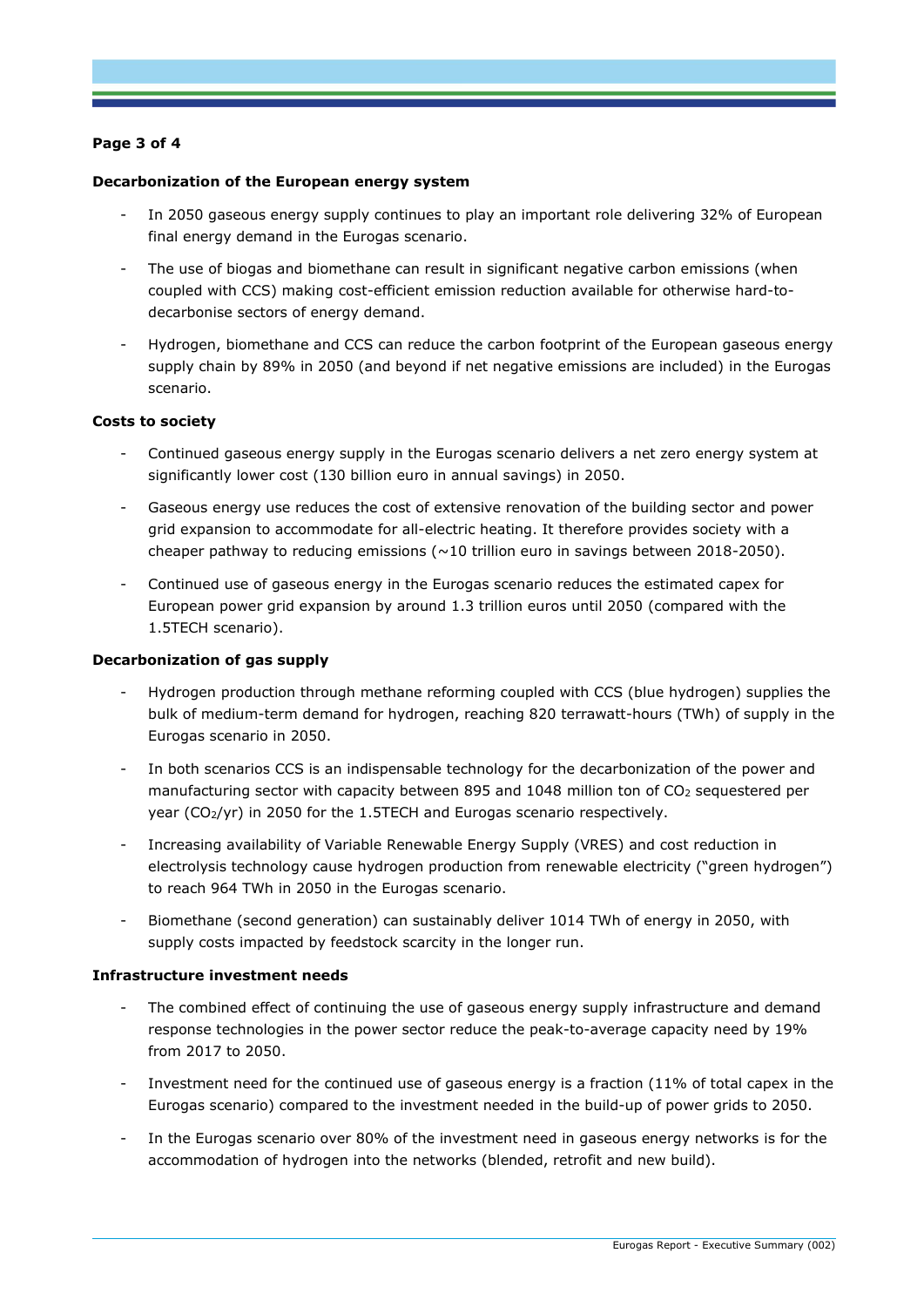### Decarbonization of the European energy system

- In 2050 gaseous energy supply continues to play an important role delivering 32% of European final energy demand in the Eurogas scenario.
- The use of biogas and biomethane can result in significant negative carbon emissions (when coupled with CCS) making cost-efficient emission reduction available for otherwise hard-to-decarbonise sectors of energy demand.
- Hydrogen, biomethane and CCS can reduce the carbon footprint of the European gaseous energy supply chain by 89% in 2050 (and beyond if net negative emissions are included) in the Eurogas scenario.

### Costs to society

- Continued gaseous energy supply in the Eurogas scenario delivers a net zero energy system at significantly lower cost (130 billion euro in annual savings) in 2050.
- Gaseous energy use reduces the cost of extensive renovation of the building sector and power grid expansion to accommodate for all-electric heating. It therefore provides society with a cheaper pathway to reducing emissions (~10 trillion euro in savings between 2018-2050).
- Continued use of gaseous energy in the Eurogas scenario reduces the estimated capex for European power grid expansion by around 1.3 trillion euros until 2050 (compared with the 1.5TECH scenario).

### Decarbonization of gas supply

- Hydrogen production through methane reforming coupled with CCS (blue hydrogen) supplies the bulk of medium-term demand for hydrogen, reaching 820 terrawatt-hours (TWh) of supply in the Eurogas scenario in 2050.
- In both scenarios CCS is an indispensable technology for the decarbonization of the power and manufacturing sector with capacity between 895 and 1048 million ton of $CO_2$ sequestered per year ($CO_2$/yr) in 2050 for the 1.5TECH and Eurogas scenario respectively.
- Increasing availability of Variable Renewable Energy Supply (VRES) and cost reduction in electrolysis technology cause hydrogen production from renewable electricity ("green hydrogen") to reach 964 TWh in 2050 in the Eurogas scenario.
- Biomethane (second generation) can sustainably deliver 1014 TWh of energy in 2050, with supply costs impacted by feedstock scarcity in the longer run.

### Infrastructure investment needs

- The combined effect of continuing the use of gaseous energy supply infrastructure and demand response technologies in the power sector reduce the peak-to-average capacity need by 19% from 2017 to 2050.
- Investment need for the continued use of gaseous energy is a fraction (11% of total capex in the Eurogas scenario) compared to the investment needed in the build-up of power grids to 2050.
- In the Eurogas scenario over 80% of the investment need in gaseous energy networks is for the accommodation of hydrogen into the networks (blended, retrofit and new build).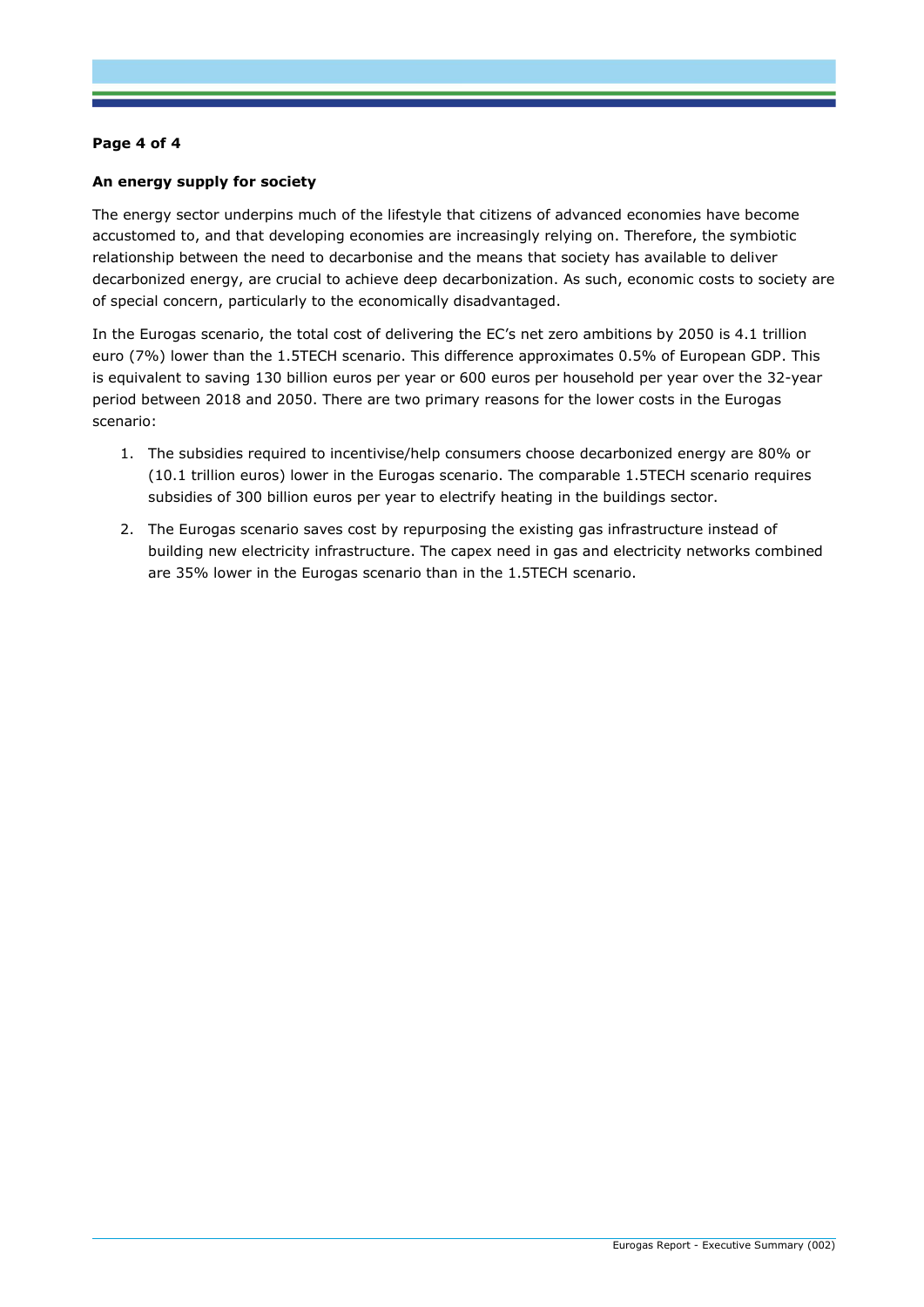## An energy supply for society

The energy sector underpins much of the lifestyle that citizens of advanced economies have become accustomed to, and that developing economies are increasingly relying on. Therefore, the symbiotic relationship between the need to decarbonise and the means that society has available to deliver decarbonized energy, are crucial to achieve deep decarbonization. As such, economic costs to society are of special concern, particularly to the economically disadvantaged.

In the Eurogas scenario, the total cost of delivering the EC's net zero ambitions by 2050 is 4.1 trillion euro (7%) lower than the 1.5TECH scenario. This difference approximates 0.5% of European GDP. This is equivalent to saving 130 billion euros per year or 600 euros per household per year over the 32-year period between 2018 and 2050. There are two primary reasons for the lower costs in the Eurogas scenario:

1. The subsidies required to incentivise/help consumers choose decarbonized energy are 80% or (10.1 trillion euros) lower in the Eurogas scenario. The comparable 1.5TECH scenario requires subsidies of 300 billion euros per year to electrify heating in the buildings sector.
2. The Eurogas scenario saves cost by repurposing the existing gas infrastructure instead of building new electricity infrastructure. The capex need in gas and electricity networks combined are 35% lower in the Eurogas scenario than in the 1.5TECH scenario.